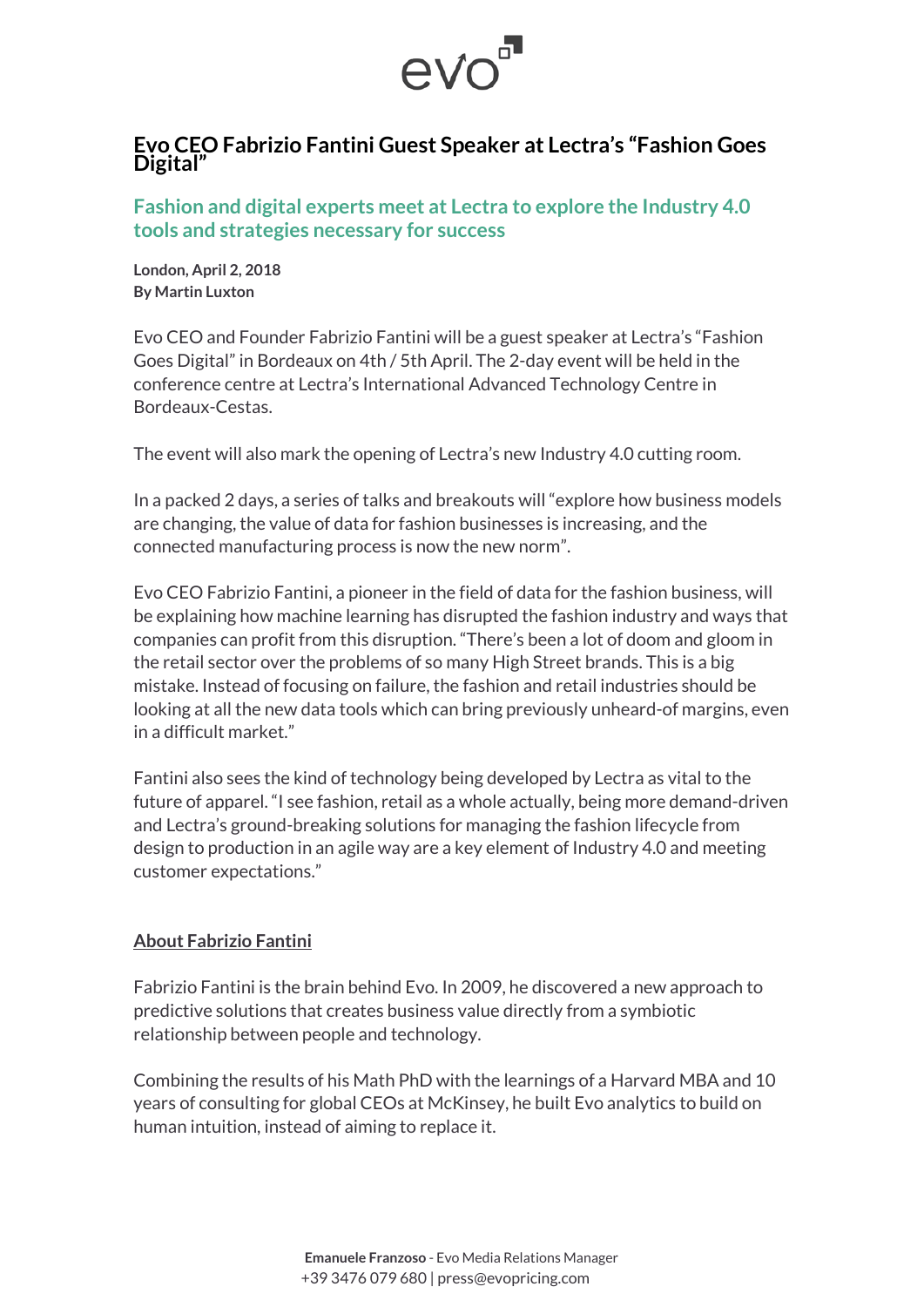# Evo CEO Fabrizio Fantini Guest Speaker at Lectra's "Fashion Goes Digital"

## Fashion and digital experts meet at Lectra to explore the Industry 4.0 tools and strategies necessary for success

**London, April 2, 2018**
**By Martin Luxton**

Evo CEO and Founder Fabrizio Fantini will be a guest speaker at Lectra's "Fashion Goes Digital" in Bordeaux on 4th / 5th April. The 2-day event will be held in the conference centre at Lectra's International Advanced Technology Centre in Bordeaux-Cestas.

The event will also mark the opening of Lectra's new Industry 4.0 cutting room.

In a packed 2 days, a series of talks and breakouts will "explore how business models are changing, the value of data for fashion businesses is increasing, and the connected manufacturing process is now the new norm".

Evo CEO Fabrizio Fantini, a pioneer in the field of data for the fashion business, will be explaining how machine learning has disrupted the fashion industry and ways that companies can profit from this disruption. "There's been a lot of doom and gloom in the retail sector over the problems of so many High Street brands. This is a big mistake. Instead of focusing on failure, the fashion and retail industries should be looking at all the new data tools which can bring previously unheard-of margins, even in a difficult market."

Fantini also sees the kind of technology being developed by Lectra as vital to the future of apparel. "I see fashion, retail as a whole actually, being more demand-driven and Lectra's ground-breaking solutions for managing the fashion lifecycle from design to production in an agile way are a key element of Industry 4.0 and meeting customer expectations."

### About Fabrizio Fantini

Fabrizio Fantini is the brain behind Evo. In 2009, he discovered a new approach to predictive solutions that creates business value directly from a symbiotic relationship between people and technology.

Combining the results of his Math PhD with the learnings of a Harvard MBA and 10 years of consulting for global CEOs at McKinsey, he built Evo analytics to build on human intuition, instead of aiming to replace it.

**Emanuele Franzoso** - Evo Media Relations Manager
+39 3476 079 680 | press@evopricing.com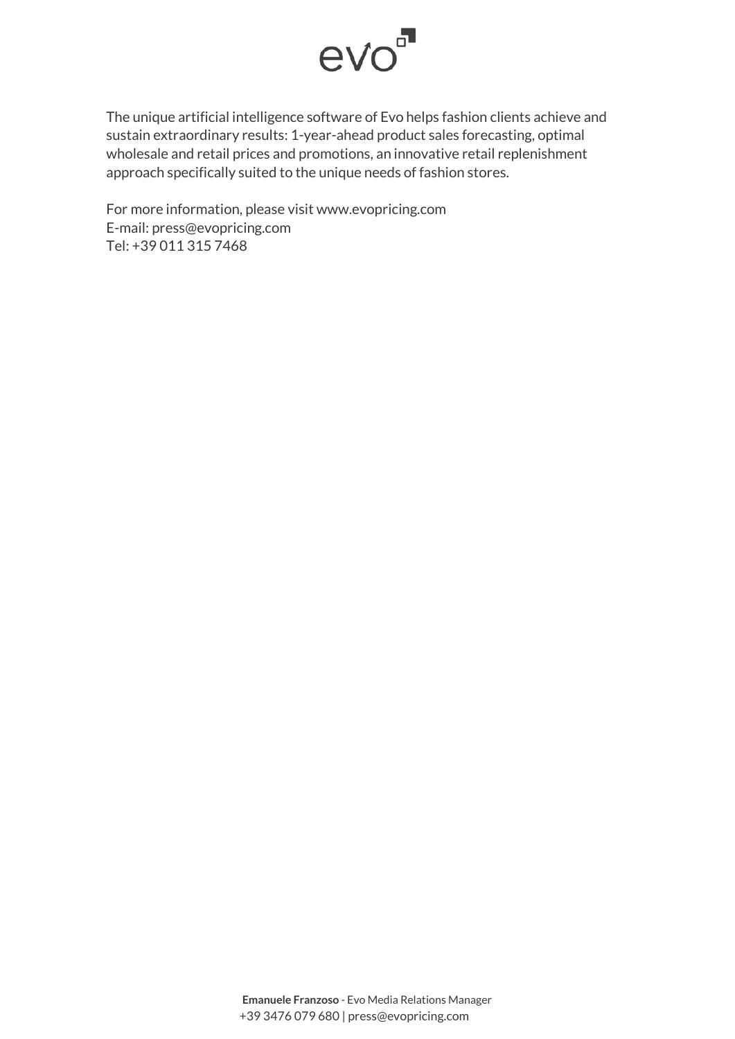The unique artificial intelligence software of Evo helps fashion clients achieve and sustain extraordinary results: 1-year-ahead product sales forecasting, optimal wholesale and retail prices and promotions, an innovative retail replenishment approach specifically suited to the unique needs of fashion stores.

For more information, please visit www.evopricing.com
E-mail: press@evopricing.com
Tel: +39 011 315 7468